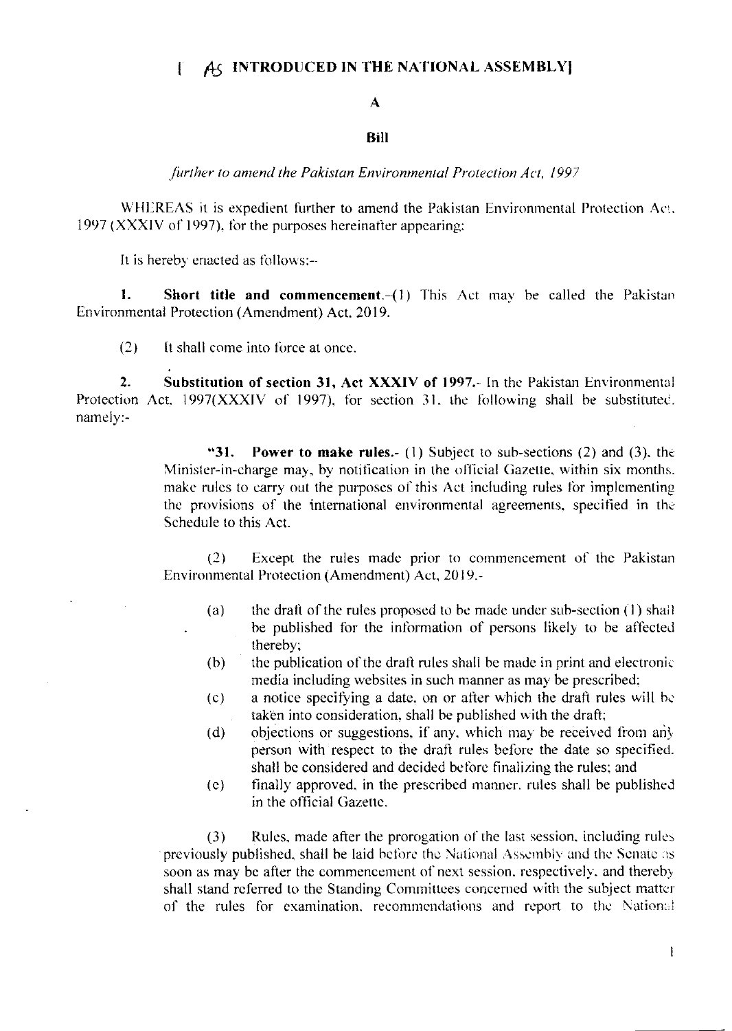[ AS INTRODUCED IN THE NATIONAL ASSEMBLY]

# A

# Bill

*further to amend the Pakistan Environmental Protection Act, 1997*

WHEREAS it is expedient further to amend the Pakistan Environmental Protection Act, 1997 (XXXIV of 1997), for the purposes hereinafter appearing;

It is hereby enacted as follows:--

**1. Short title and commencement.**-(1) This Act may be called the Pakistan Environmental Protection (Amendment) Act, 2019.

(2) It shall come into force at once.

**2. Substitution of section 31, Act XXXIV of 1997.**- In the Pakistan Environmental Protection Act, 1997(XXXIV of 1997), for section 31, the following shall be substituted, namely:-

> "**31. Power to make rules.**- (1) Subject to sub-sections (2) and (3), the Minister-in-charge may, by notification in the official Gazette, within six months, make rules to carry out the purposes of this Act including rules for implementing the provisions of the international environmental agreements, specified in the Schedule to this Act.
>
> (2) Except the rules made prior to commencement of the Pakistan Environmental Protection (Amendment) Act, 2019,-
>
> (a) the draft of the rules proposed to be made under sub-section (1) shall be published for the information of persons likely to be affected thereby;
>
> (b) the publication of the draft rules shall be made in print and electronic media including websites in such manner as may be prescribed;
>
> (c) a notice specifying a date, on or after which the draft rules will be taken into consideration, shall be published with the draft;
>
> (d) objections or suggestions, if any, which may be received from any person with respect to the draft rules before the date so specified, shall be considered and decided before finalizing the rules; and
>
> (e) finally approved, in the prescribed manner, rules shall be published in the official Gazette.
>
> (3) Rules, made after the prorogation of the last session, including rules previously published, shall be laid before the National Assembly and the Senate as soon as may be after the commencement of next session, respectively, and thereby shall stand referred to the Standing Committees concerned with the subject matter of the rules for examination, recommendations and report to the National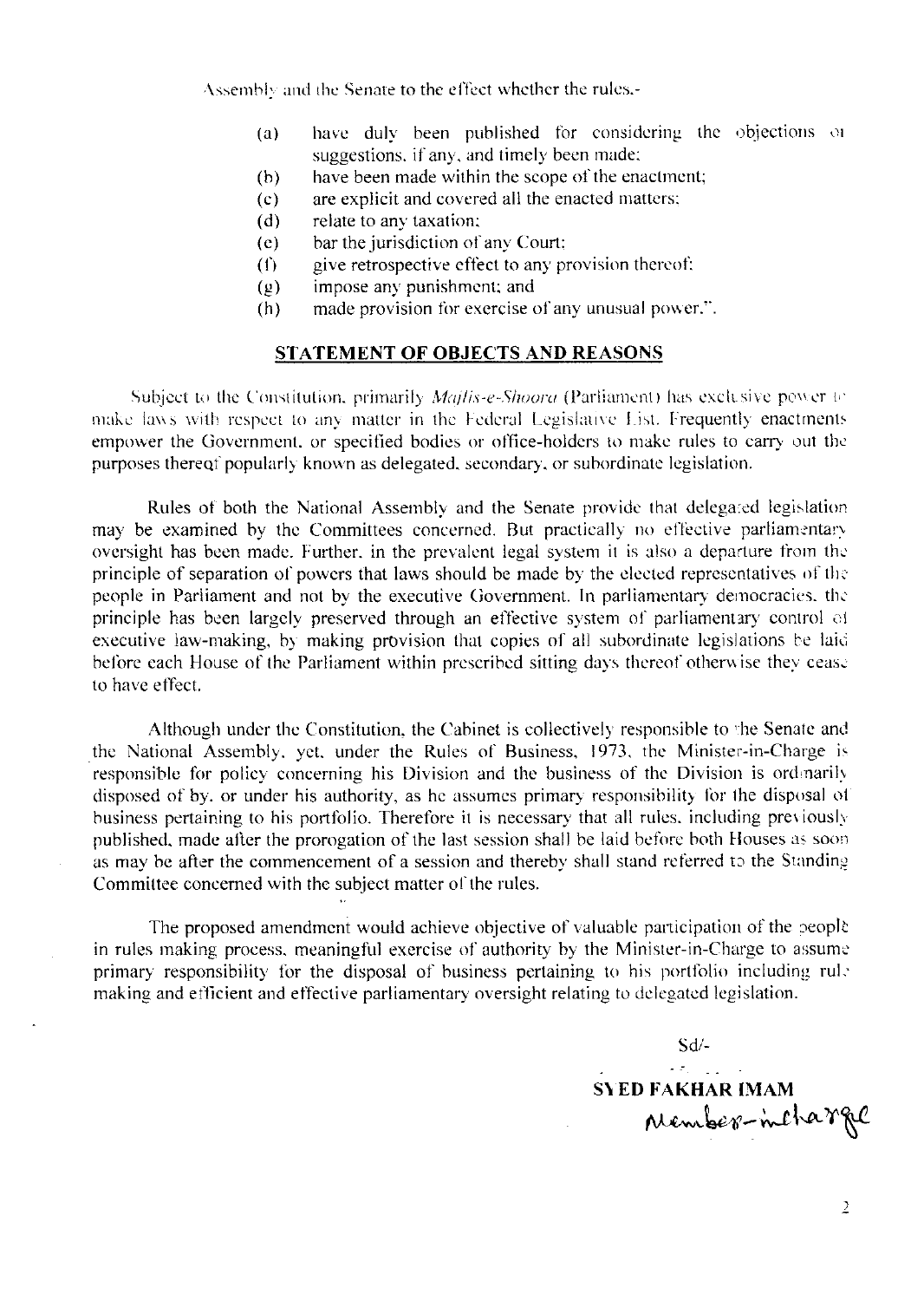Assembly and the Senate to the effect whether the rules.-

- (a) have duly been published for considering the objections or suggestions, if any, and timely been made;
- (b) have been made within the scope of the enactment;
- (c) are explicit and covered all the enacted matters;
- (d) relate to any taxation;
- (e) bar the jurisdiction of any Court;
- (f) give retrospective effect to any provision thereof;
- (g) impose any punishment; and
- (h) made provision for exercise of any unusual power.".

## STATEMENT OF OBJECTS AND REASONS

Subject to the Constitution, primarily *Majlis-e-Shoora* (Parliament) has exclusive power to make laws with respect to any matter in the Federal Legislative List. Frequently enactments empower the Government, or specified bodies or office-holders to make rules to carry out the purposes thereof popularly known as delegated, secondary, or subordinate legislation.

Rules of both the National Assembly and the Senate provide that delegated legislation may be examined by the Committees concerned. But practically no effective parliamentary oversight has been made. Further, in the prevalent legal system it is also a departure from the principle of separation of powers that laws should be made by the elected representatives of the people in Parliament and not by the executive Government. In parliamentary democracies, the principle has been largely preserved through an effective system of parliamentary control of executive law-making, by making provision that copies of all subordinate legislations be laid before each House of the Parliament within prescribed sitting days thereof otherwise they cease to have effect.

Although under the Constitution, the Cabinet is collectively responsible to the Senate and the National Assembly, yet, under the Rules of Business, 1973, the Minister-in-Charge is responsible for policy concerning his Division and the business of the Division is ordinarily disposed of by, or under his authority, as he assumes primary responsibility for the disposal of business pertaining to his portfolio. Therefore it is necessary that all rules, including previously published, made after the prorogation of the last session shall be laid before both Houses as soon as may be after the commencement of a session and thereby shall stand referred to the Standing Committee concerned with the subject matter of the rules.

The proposed amendment would achieve objective of valuable participation of the people in rules making process, meaningful exercise of authority by the Minister-in-Charge to assume primary responsibility for the disposal of business pertaining to his portfolio including rule making and efficient and effective parliamentary oversight relating to delegated legislation.

Sd/-

**SYED FAKHAR IMAM**
Member-incharge